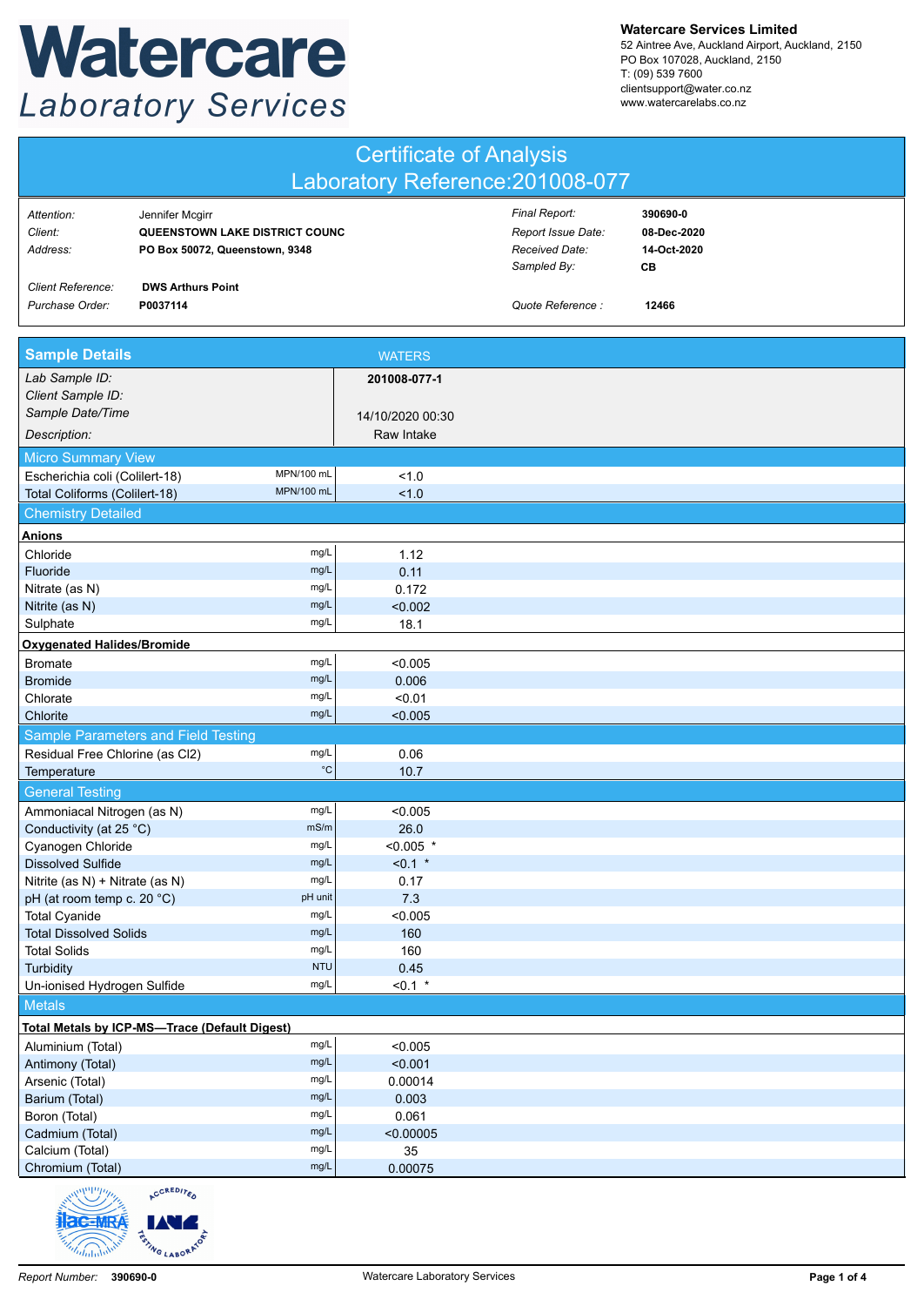# Watercare Laboratory Services

**Watercare Services Limited**
52 Aintree Ave, Auckland Airport, Auckland, 2150
PO Box 107028, Auckland, 2150
T: (09) 539 7600
clientsupport@water.co.nz
www.watercarelabs.co.nz

## Certificate of Analysis
## Laboratory Reference:201008-077

| | | | |
|---|---|---|---|
| *Attention:* | Jennifer Mcgirr | *Final Report:* | **390690-0** |
| *Client:* | **QUEENSTOWN LAKE DISTRICT COUNC** | *Report Issue Date:* | **08-Dec-2020** |
| *Address:* | **PO Box 50072, Queenstown, 9348** | *Received Date:* | **14-Oct-2020** |
| | | *Sampled By:* | **CB** |
| *Client Reference:* | **DWS Arthurs Point** | | |
| *Purchase Order:* | **P0037114** | *Quote Reference :* | **12466** |

## Sample Details

| | | WATERS |
|---|---|---|
| *Lab Sample ID:* | | **201008-077-1** |
| *Client Sample ID:* | | |
| *Sample Date/Time* | | 14/10/2020 00:30 |
| *Description:* | | Raw Intake |
| **Micro Summary View** | | |
| Escherichia coli (Colilert-18) | MPN/100 mL | <1.0 |
| Total Coliforms (Colilert-18) | MPN/100 mL | <1.0 |
| **Chemistry Detailed** | | |
| **Anions** | | |
| Chloride | mg/L | 1.12 |
| Fluoride | mg/L | 0.11 |
| Nitrate (as N) | mg/L | 0.172 |
| Nitrite (as N) | mg/L | <0.002 |
| Sulphate | mg/L | 18.1 |
| **Oxygenated Halides/Bromide** | | |
| Bromate | mg/L | <0.005 |
| Bromide | mg/L | 0.006 |
| Chlorate | mg/L | <0.01 |
| Chlorite | mg/L | <0.005 |
| **Sample Parameters and Field Testing** | | |
| Residual Free Chlorine (as Cl2) | mg/L | 0.06 |
| Temperature | °C | 10.7 |
| **General Testing** | | |
| Ammoniacal Nitrogen (as N) | mg/L | <0.005 |
| Conductivity (at 25 °C) | mS/m | 26.0 |
| Cyanogen Chloride | mg/L | <0.005 * |
| Dissolved Sulfide | mg/L | <0.1 * |
| Nitrite (as N) + Nitrate (as N) | mg/L | 0.17 |
| pH (at room temp c. 20 °C) | pH unit | 7.3 |
| Total Cyanide | mg/L | <0.005 |
| Total Dissolved Solids | mg/L | 160 |
| Total Solids | mg/L | 160 |
| Turbidity | NTU | 0.45 |
| Un-ionised Hydrogen Sulfide | mg/L | <0.1 * |
| **Metals** | | |
| **Total Metals by ICP-MS—Trace (Default Digest)** | | |
| Aluminium (Total) | mg/L | <0.005 |
| Antimony (Total) | mg/L | <0.001 |
| Arsenic (Total) | mg/L | 0.00014 |
| Barium (Total) | mg/L | 0.003 |
| Boron (Total) | mg/L | 0.061 |
| Cadmium (Total) | mg/L | <0.00005 |
| Calcium (Total) | mg/L | 35 |
| Chromium (Total) | mg/L | 0.00075 |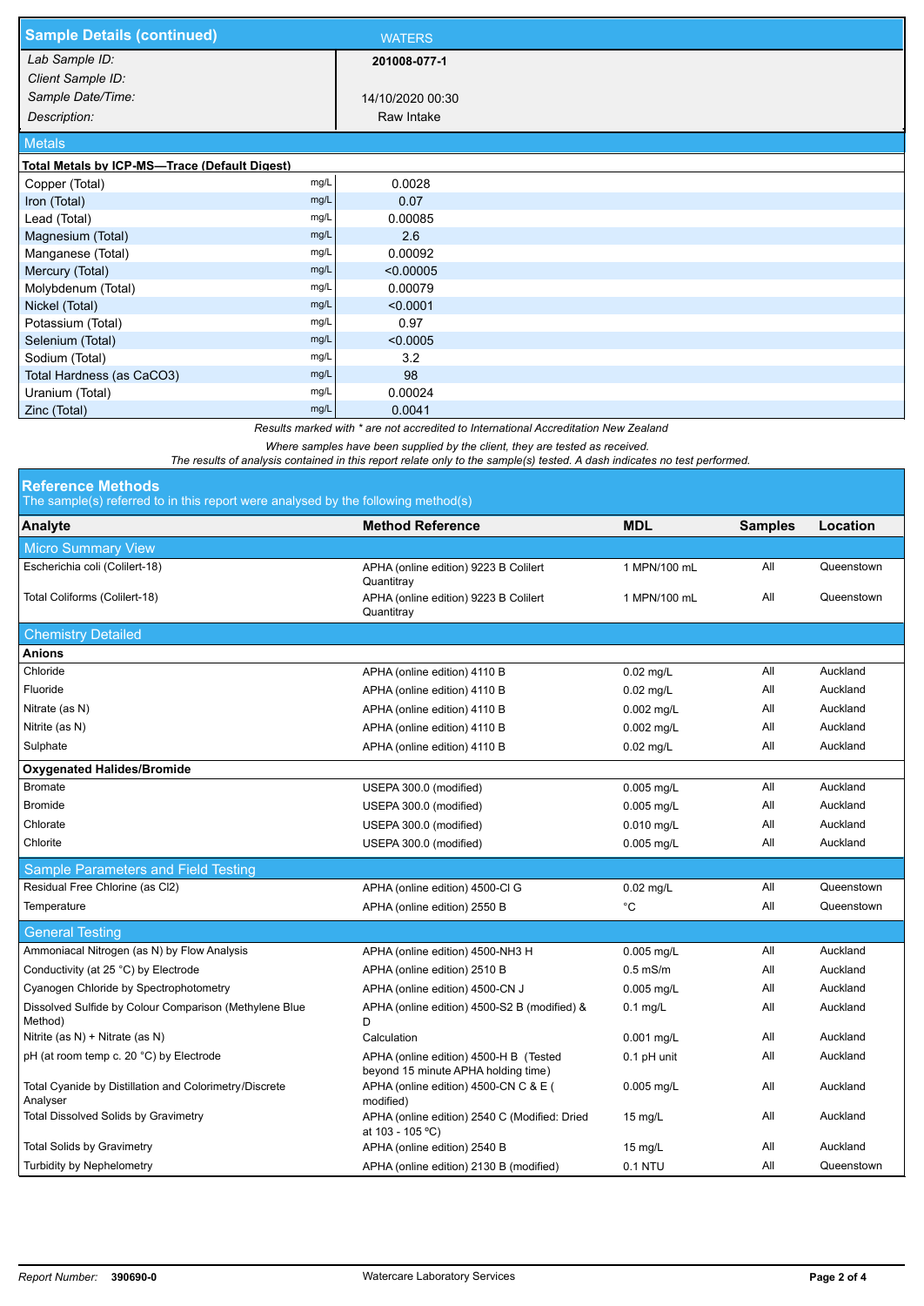## Sample Details (continued)

**WATERS**

| | |
|---|---|
| *Lab Sample ID:* | **201008-077-1** |
| *Client Sample ID:* | |
| *Sample Date/Time:* | 14/10/2020 00:30 |
| *Description:* | Raw Intake |

### Metals

**Total Metals by ICP-MS—Trace (Default Digest)**

| Analyte | Unit | Result |
|---|---|---|
| Copper (Total) | mg/L | 0.0028 |
| Iron (Total) | mg/L | 0.07 |
| Lead (Total) | mg/L | 0.00085 |
| Magnesium (Total) | mg/L | 2.6 |
| Manganese (Total) | mg/L | 0.00092 |
| Mercury (Total) | mg/L | <0.00005 |
| Molybdenum (Total) | mg/L | 0.00079 |
| Nickel (Total) | mg/L | <0.0001 |
| Potassium (Total) | mg/L | 0.97 |
| Selenium (Total) | mg/L | <0.0005 |
| Sodium (Total) | mg/L | 3.2 |
| Total Hardness (as CaCO3) | mg/L | 98 |
| Uranium (Total) | mg/L | 0.00024 |
| Zinc (Total) | mg/L | 0.0041 |

*Results marked with * are not accredited to International Accreditation New Zealand*

*Where samples have been supplied by the client, they are tested as received.*
*The results of analysis contained in this report relate only to the sample(s) tested. A dash indicates no test performed.*

## Reference Methods

The sample(s) referred to in this report were analysed by the following method(s)

| Analyte | Method Reference | MDL | Samples | Location |
|---|---|---|---|---|
| **Micro Summary View** | | | | |
| Escherichia coli (Colilert-18) | APHA (online edition) 9223 B Colilert Quantitray | 1 MPN/100 mL | All | Queenstown |
| Total Coliforms (Colilert-18) | APHA (online edition) 9223 B Colilert Quantitray | 1 MPN/100 mL | All | Queenstown |
| **Chemistry Detailed** | | | | |
| **Anions** | | | | |
| Chloride | APHA (online edition) 4110 B | 0.02 mg/L | All | Auckland |
| Fluoride | APHA (online edition) 4110 B | 0.02 mg/L | All | Auckland |
| Nitrate (as N) | APHA (online edition) 4110 B | 0.002 mg/L | All | Auckland |
| Nitrite (as N) | APHA (online edition) 4110 B | 0.002 mg/L | All | Auckland |
| Sulphate | APHA (online edition) 4110 B | 0.02 mg/L | All | Auckland |
| **Oxygenated Halides/Bromide** | | | | |
| Bromate | USEPA 300.0 (modified) | 0.005 mg/L | All | Auckland |
| Bromide | USEPA 300.0 (modified) | 0.005 mg/L | All | Auckland |
| Chlorate | USEPA 300.0 (modified) | 0.010 mg/L | All | Auckland |
| Chlorite | USEPA 300.0 (modified) | 0.005 mg/L | All | Auckland |
| **Sample Parameters and Field Testing** | | | | |
| Residual Free Chlorine (as Cl2) | APHA (online edition) 4500-Cl G | 0.02 mg/L | All | Queenstown |
| Temperature | APHA (online edition) 2550 B | °C | All | Queenstown |
| **General Testing** | | | | |
| Ammoniacal Nitrogen (as N) by Flow Analysis | APHA (online edition) 4500-NH3 H | 0.005 mg/L | All | Auckland |
| Conductivity (at 25 °C) by Electrode | APHA (online edition) 2510 B | 0.5 mS/m | All | Auckland |
| Cyanogen Chloride by Spectrophotometry | APHA (online edition) 4500-CN J | 0.005 mg/L | All | Auckland |
| Dissolved Sulfide by Colour Comparison (Methylene Blue Method) | APHA (online edition) 4500-S2 B (modified) & D | 0.1 mg/L | All | Auckland |
| Nitrite (as N) + Nitrate (as N) | Calculation | 0.001 mg/L | All | Auckland |
| pH (at room temp c. 20 °C) by Electrode | APHA (online edition) 4500-H B (Tested beyond 15 minute APHA holding time) | 0.1 pH unit | All | Auckland |
| Total Cyanide by Distillation and Colorimetry/Discrete Analyser | APHA (online edition) 4500-CN C & E ( modified) | 0.005 mg/L | All | Auckland |
| Total Dissolved Solids by Gravimetry | APHA (online edition) 2540 C (Modified: Dried at 103 - 105 °C) | 15 mg/L | All | Auckland |
| Total Solids by Gravimetry | APHA (online edition) 2540 B | 15 mg/L | All | Auckland |
| Turbidity by Nephelometry | APHA (online edition) 2130 B (modified) | 0.1 NTU | All | Queenstown |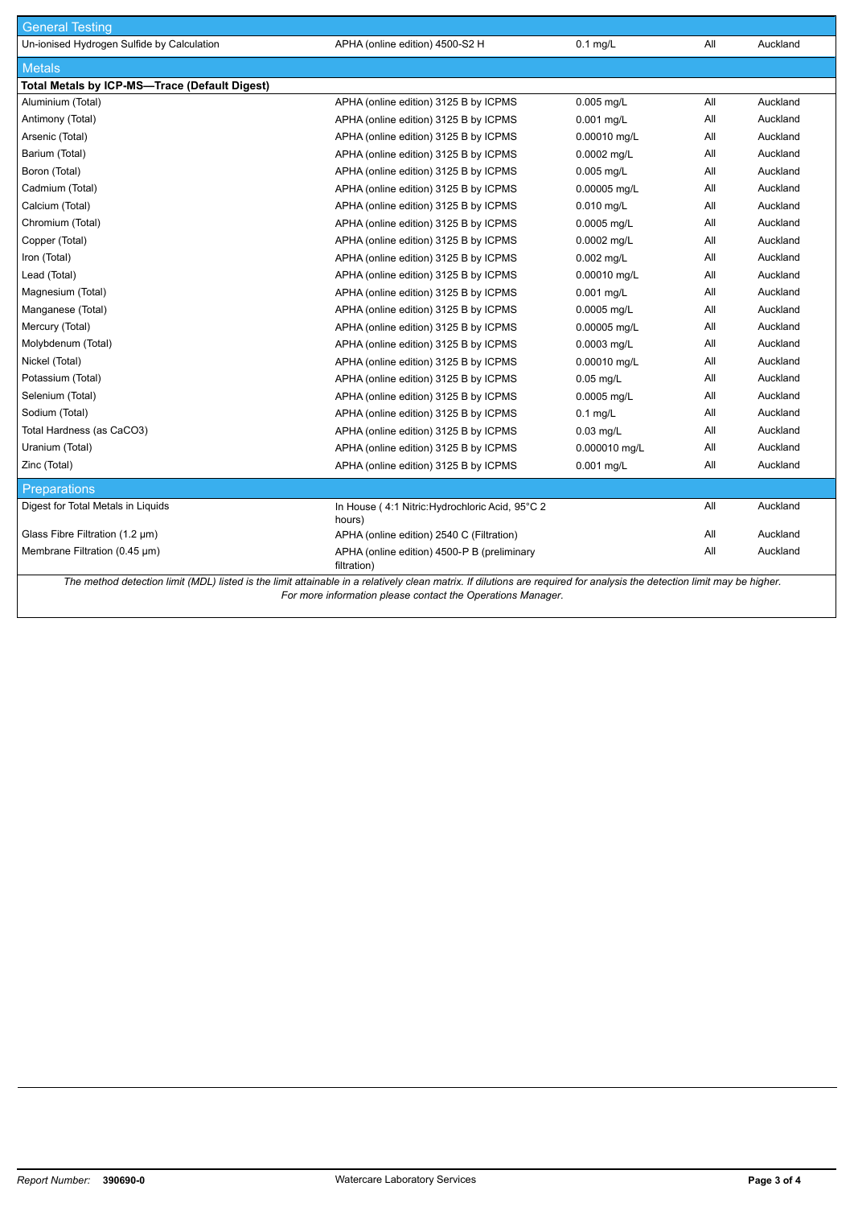| General Testing | | | | |
|---|---|---|---|---|
| Un-ionised Hydrogen Sulfide by Calculation | APHA (online edition) 4500-S2 H | 0.1 mg/L | All | Auckland |
| **Metals** | | | | |
| **Total Metals by ICP-MS—Trace (Default Digest)** | | | | |
| Aluminium (Total) | APHA (online edition) 3125 B by ICPMS | 0.005 mg/L | All | Auckland |
| Antimony (Total) | APHA (online edition) 3125 B by ICPMS | 0.001 mg/L | All | Auckland |
| Arsenic (Total) | APHA (online edition) 3125 B by ICPMS | 0.00010 mg/L | All | Auckland |
| Barium (Total) | APHA (online edition) 3125 B by ICPMS | 0.0002 mg/L | All | Auckland |
| Boron (Total) | APHA (online edition) 3125 B by ICPMS | 0.005 mg/L | All | Auckland |
| Cadmium (Total) | APHA (online edition) 3125 B by ICPMS | 0.00005 mg/L | All | Auckland |
| Calcium (Total) | APHA (online edition) 3125 B by ICPMS | 0.010 mg/L | All | Auckland |
| Chromium (Total) | APHA (online edition) 3125 B by ICPMS | 0.0005 mg/L | All | Auckland |
| Copper (Total) | APHA (online edition) 3125 B by ICPMS | 0.0002 mg/L | All | Auckland |
| Iron (Total) | APHA (online edition) 3125 B by ICPMS | 0.002 mg/L | All | Auckland |
| Lead (Total) | APHA (online edition) 3125 B by ICPMS | 0.00010 mg/L | All | Auckland |
| Magnesium (Total) | APHA (online edition) 3125 B by ICPMS | 0.001 mg/L | All | Auckland |
| Manganese (Total) | APHA (online edition) 3125 B by ICPMS | 0.0005 mg/L | All | Auckland |
| Mercury (Total) | APHA (online edition) 3125 B by ICPMS | 0.00005 mg/L | All | Auckland |
| Molybdenum (Total) | APHA (online edition) 3125 B by ICPMS | 0.0003 mg/L | All | Auckland |
| Nickel (Total) | APHA (online edition) 3125 B by ICPMS | 0.00010 mg/L | All | Auckland |
| Potassium (Total) | APHA (online edition) 3125 B by ICPMS | 0.05 mg/L | All | Auckland |
| Selenium (Total) | APHA (online edition) 3125 B by ICPMS | 0.0005 mg/L | All | Auckland |
| Sodium (Total) | APHA (online edition) 3125 B by ICPMS | 0.1 mg/L | All | Auckland |
| Total Hardness (as CaCO3) | APHA (online edition) 3125 B by ICPMS | 0.03 mg/L | All | Auckland |
| Uranium (Total) | APHA (online edition) 3125 B by ICPMS | 0.000010 mg/L | All | Auckland |
| Zinc (Total) | APHA (online edition) 3125 B by ICPMS | 0.001 mg/L | All | Auckland |
| **Preparations** | | | | |
| Digest for Total Metals in Liquids | In House ( 4:1 Nitric:Hydrochloric Acid, 95°C 2 hours) | | All | Auckland |
| Glass Fibre Filtration (1.2 µm) | APHA (online edition) 2540 C (Filtration) | | All | Auckland |
| Membrane Filtration (0.45 µm) | APHA (online edition) 4500-P B (preliminary filtration) | | All | Auckland |

*The method detection limit (MDL) listed is the limit attainable in a relatively clean matrix. If dilutions are required for analysis the detection limit may be higher. For more information please contact the Operations Manager.*

*Report Number:* **390690-0** Watercare Laboratory Services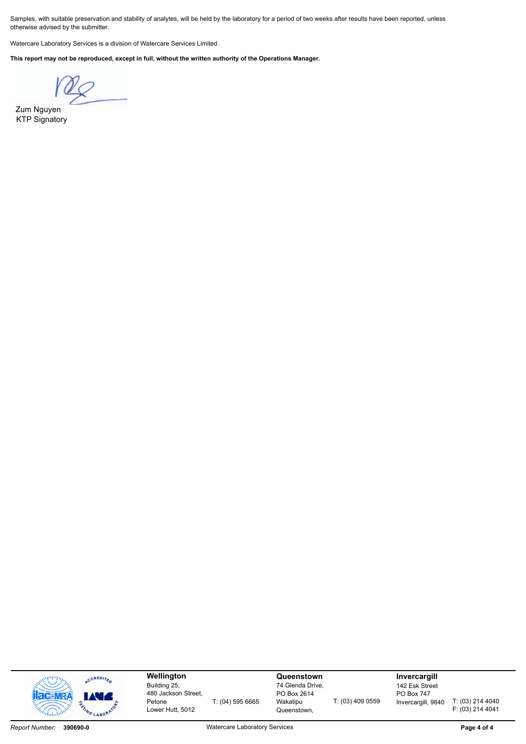Samples, with suitable preservation and stability of analytes, will be held by the laboratory for a period of two weeks after results have been reported, unless otherwise advised by the submitter.

Watercare Laboratory Services is a division of Watercare Services Limited .

**This report may not be reproduced, except in full, without the written authority of the Operations Manager.**

Zum Nguyen
KTP Signatory

**Wellington**
Building 25,
480 Jackson Street,
Petone
Lower Hutt, 5012
T: (04) 595 6665

**Queenstown**
74 Glenda Drive,
PO Box 2614
Wakatipu
Queenstown,
T: (03) 409 0559

**Invercargill**
142 Esk Street
PO Box 747
Invercargill, 9840
T: (03) 214 4040
F: (03) 214 4041

*Report Number:* **390690-0**    Watercare Laboratory Services